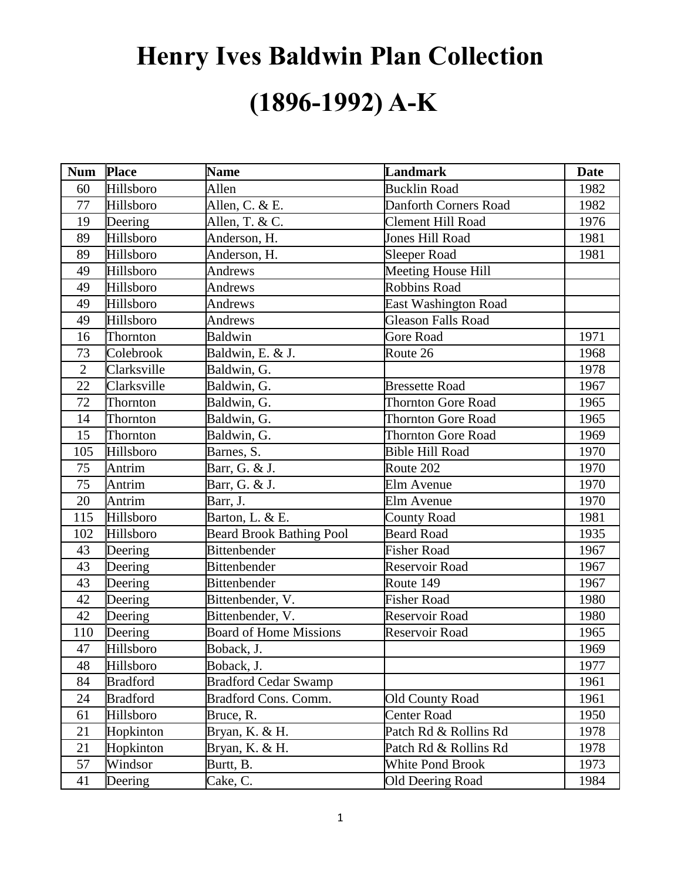# Henry Ives Baldwin Plan Collection

# (1896-1992) A-K

| Num | Place | Name | Landmark | Date |
|---|---|---|---|---|
| 60 | Hillsboro | Allen | Bucklin Road | 1982 |
| 77 | Hillsboro | Allen, C. & E. | Danforth Corners Road | 1982 |
| 19 | Deering | Allen, T. & C. | Clement Hill Road | 1976 |
| 89 | Hillsboro | Anderson, H. | Jones Hill Road | 1981 |
| 89 | Hillsboro | Anderson, H. | Sleeper Road | 1981 |
| 49 | Hillsboro | Andrews | Meeting House Hill | |
| 49 | Hillsboro | Andrews | Robbins Road | |
| 49 | Hillsboro | Andrews | East Washington Road | |
| 49 | Hillsboro | Andrews | Gleason Falls Road | |
| 16 | Thornton | Baldwin | Gore Road | 1971 |
| 73 | Colebrook | Baldwin, E. & J. | Route 26 | 1968 |
| 2 | Clarksville | Baldwin, G. | | 1978 |
| 22 | Clarksville | Baldwin, G. | Bressette Road | 1967 |
| 72 | Thornton | Baldwin, G. | Thornton Gore Road | 1965 |
| 14 | Thornton | Baldwin, G. | Thornton Gore Road | 1965 |
| 15 | Thornton | Baldwin, G. | Thornton Gore Road | 1969 |
| 105 | Hillsboro | Barnes, S. | Bible Hill Road | 1970 |
| 75 | Antrim | Barr, G. & J. | Route 202 | 1970 |
| 75 | Antrim | Barr, G. & J. | Elm Avenue | 1970 |
| 20 | Antrim | Barr, J. | Elm Avenue | 1970 |
| 115 | Hillsboro | Barton, L. & E. | County Road | 1981 |
| 102 | Hillsboro | Beard Brook Bathing Pool | Beard Road | 1935 |
| 43 | Deering | Bittenbender | Fisher Road | 1967 |
| 43 | Deering | Bittenbender | Reservoir Road | 1967 |
| 43 | Deering | Bittenbender | Route 149 | 1967 |
| 42 | Deering | Bittenbender, V. | Fisher Road | 1980 |
| 42 | Deering | Bittenbender, V. | Reservoir Road | 1980 |
| 110 | Deering | Board of Home Missions | Reservoir Road | 1965 |
| 47 | Hillsboro | Boback, J. | | 1969 |
| 48 | Hillsboro | Boback, J. | | 1977 |
| 84 | Bradford | Bradford Cedar Swamp | | 1961 |
| 24 | Bradford | Bradford Cons. Comm. | Old County Road | 1961 |
| 61 | Hillsboro | Bruce, R. | Center Road | 1950 |
| 21 | Hopkinton | Bryan, K. & H. | Patch Rd & Rollins Rd | 1978 |
| 21 | Hopkinton | Bryan, K. & H. | Patch Rd & Rollins Rd | 1978 |
| 57 | Windsor | Burtt, B. | White Pond Brook | 1973 |
| 41 | Deering | Cake, C. | Old Deering Road | 1984 |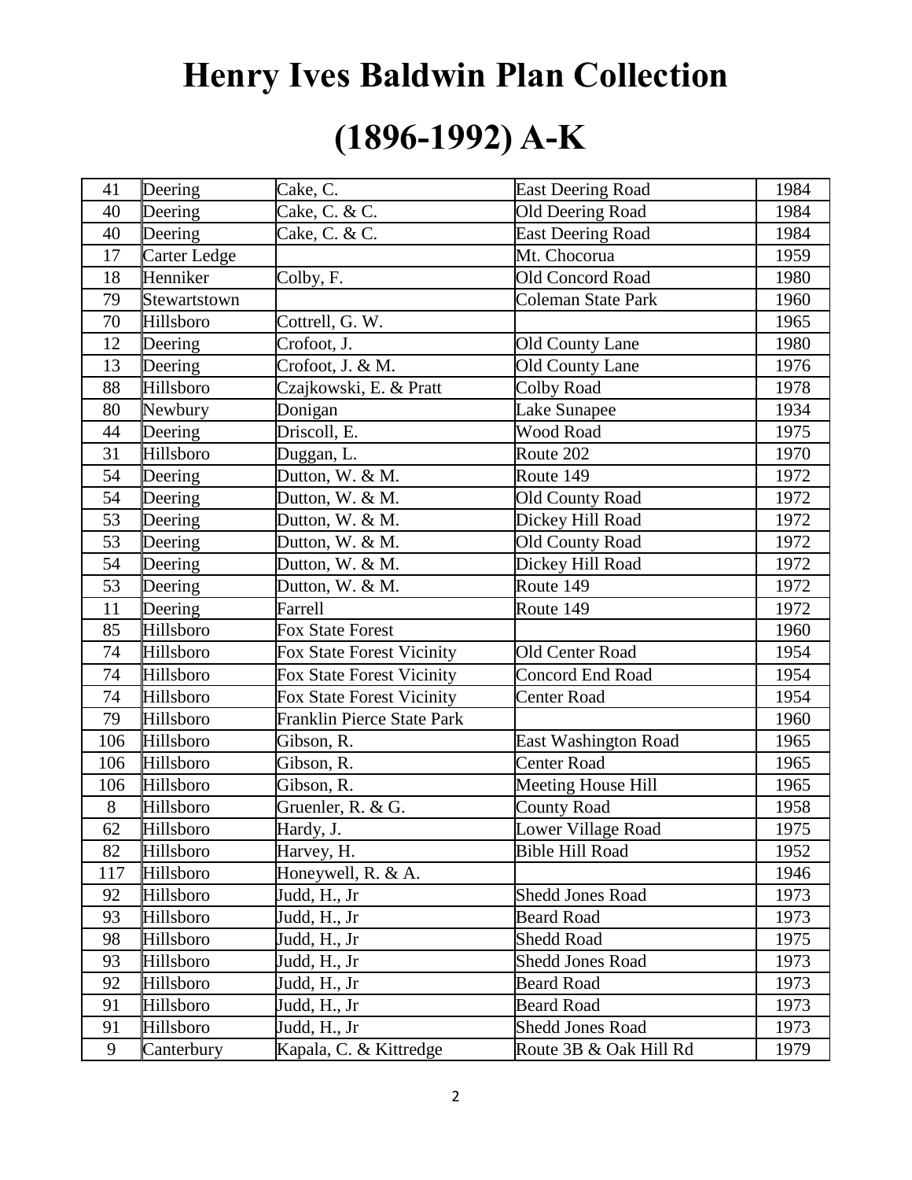# Henry Ives Baldwin Plan Collection

# (1896-1992) A-K

| | | | | |
|---|---|---|---|---|
| 41 | Deering | Cake, C. | East Deering Road | 1984 |
| 40 | Deering | Cake, C. & C. | Old Deering Road | 1984 |
| 40 | Deering | Cake, C. & C. | East Deering Road | 1984 |
| 17 | Carter Ledge | | Mt. Chocorua | 1959 |
| 18 | Henniker | Colby, F. | Old Concord Road | 1980 |
| 79 | Stewartstown | | Coleman State Park | 1960 |
| 70 | Hillsboro | Cottrell, G. W. | | 1965 |
| 12 | Deering | Crofoot, J. | Old County Lane | 1980 |
| 13 | Deering | Crofoot, J. & M. | Old County Lane | 1976 |
| 88 | Hillsboro | Czajkowski, E. & Pratt | Colby Road | 1978 |
| 80 | Newbury | Donigan | Lake Sunapee | 1934 |
| 44 | Deering | Driscoll, E. | Wood Road | 1975 |
| 31 | Hillsboro | Duggan, L. | Route 202 | 1970 |
| 54 | Deering | Dutton, W. & M. | Route 149 | 1972 |
| 54 | Deering | Dutton, W. & M. | Old County Road | 1972 |
| 53 | Deering | Dutton, W. & M. | Dickey Hill Road | 1972 |
| 53 | Deering | Dutton, W. & M. | Old County Road | 1972 |
| 54 | Deering | Dutton, W. & M. | Dickey Hill Road | 1972 |
| 53 | Deering | Dutton, W. & M. | Route 149 | 1972 |
| 11 | Deering | Farrell | Route 149 | 1972 |
| 85 | Hillsboro | Fox State Forest | | 1960 |
| 74 | Hillsboro | Fox State Forest Vicinity | Old Center Road | 1954 |
| 74 | Hillsboro | Fox State Forest Vicinity | Concord End Road | 1954 |
| 74 | Hillsboro | Fox State Forest Vicinity | Center Road | 1954 |
| 79 | Hillsboro | Franklin Pierce State Park | | 1960 |
| 106 | Hillsboro | Gibson, R. | East Washington Road | 1965 |
| 106 | Hillsboro | Gibson, R. | Center Road | 1965 |
| 106 | Hillsboro | Gibson, R. | Meeting House Hill | 1965 |
| 8 | Hillsboro | Gruenler, R. & G. | County Road | 1958 |
| 62 | Hillsboro | Hardy, J. | Lower Village Road | 1975 |
| 82 | Hillsboro | Harvey, H. | Bible Hill Road | 1952 |
| 117 | Hillsboro | Honeywell, R. & A. | | 1946 |
| 92 | Hillsboro | Judd, H., Jr | Shedd Jones Road | 1973 |
| 93 | Hillsboro | Judd, H., Jr | Beard Road | 1973 |
| 98 | Hillsboro | Judd, H., Jr | Shedd Road | 1975 |
| 93 | Hillsboro | Judd, H., Jr | Shedd Jones Road | 1973 |
| 92 | Hillsboro | Judd, H., Jr | Beard Road | 1973 |
| 91 | Hillsboro | Judd, H., Jr | Beard Road | 1973 |
| 91 | Hillsboro | Judd, H., Jr | Shedd Jones Road | 1973 |
| 9 | Canterbury | Kapala, C. & Kittredge | Route 3B & Oak Hill Rd | 1979 |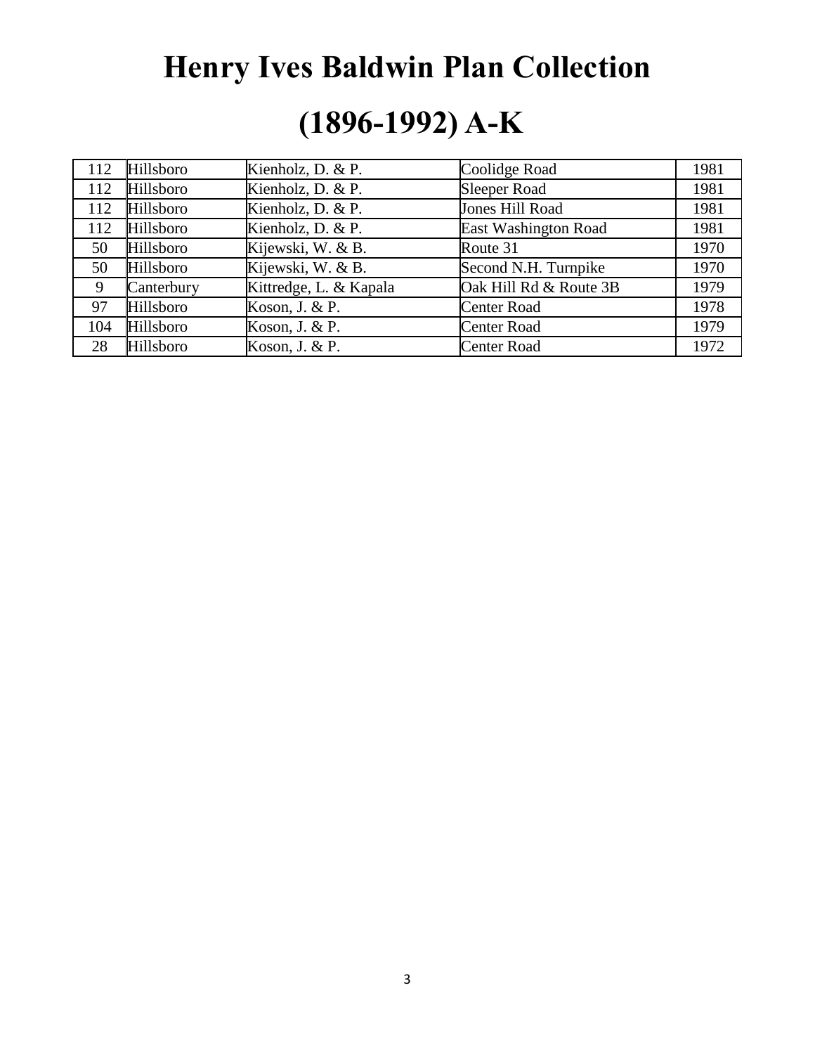# Henry Ives Baldwin Plan Collection

# (1896-1992) A-K

| | | | | |
|---|---|---|---|---|
| 112 | Hillsboro | Kienholz, D. & P. | Coolidge Road | 1981 |
| 112 | Hillsboro | Kienholz, D. & P. | Sleeper Road | 1981 |
| 112 | Hillsboro | Kienholz, D. & P. | Jones Hill Road | 1981 |
| 112 | Hillsboro | Kienholz, D. & P. | East Washington Road | 1981 |
| 50 | Hillsboro | Kijewski, W. & B. | Route 31 | 1970 |
| 50 | Hillsboro | Kijewski, W. & B. | Second N.H. Turnpike | 1970 |
| 9 | Canterbury | Kittredge, L. & Kapala | Oak Hill Rd & Route 3B | 1979 |
| 97 | Hillsboro | Koson, J. & P. | Center Road | 1978 |
| 104 | Hillsboro | Koson, J. & P. | Center Road | 1979 |
| 28 | Hillsboro | Koson, J. & P. | Center Road | 1972 |